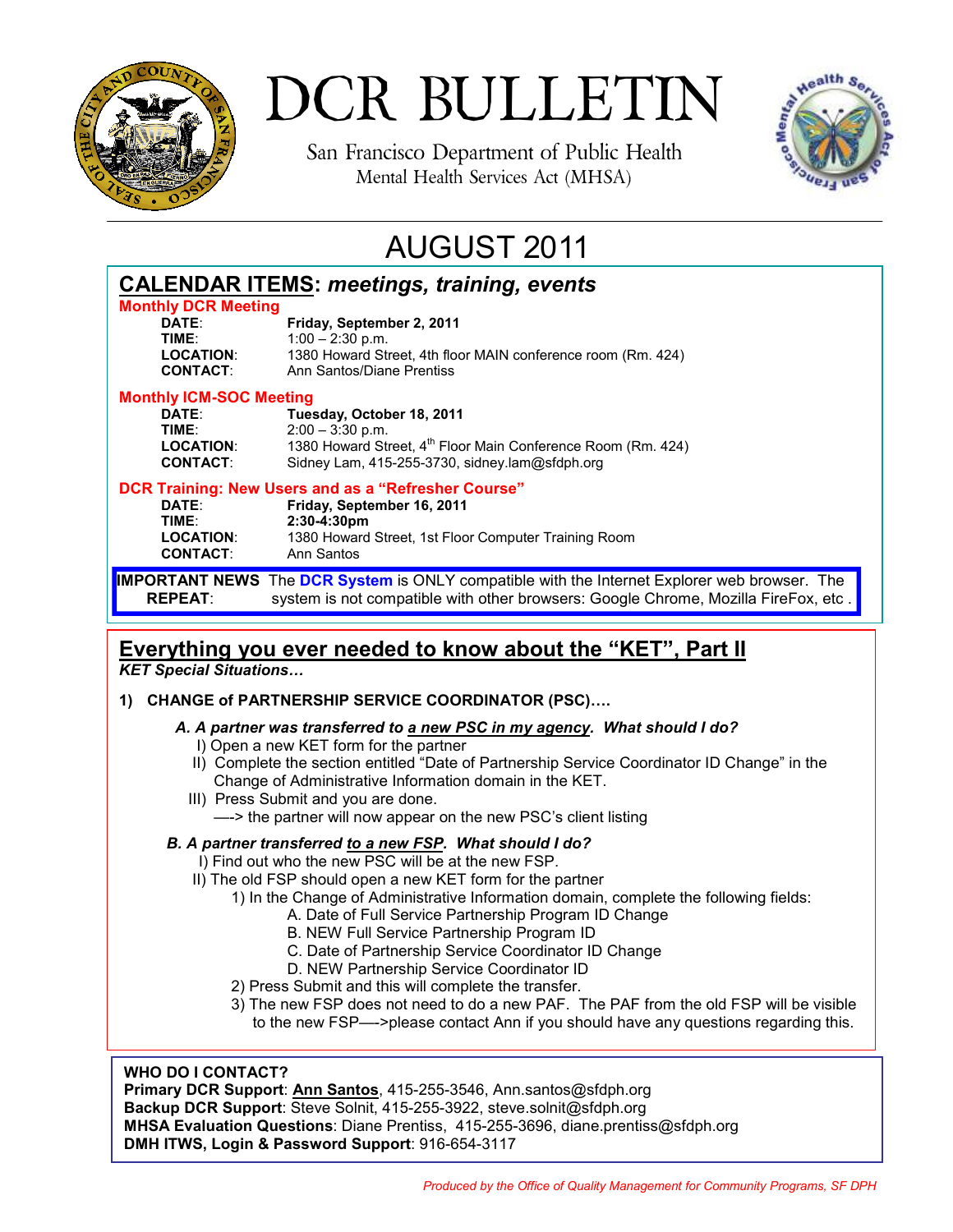# DCR BULLETIN

San Francisco Department of Public Health
Mental Health Services Act (MHSA)

## AUGUST 2011

## CALENDAR ITEMS: *meetings, training, events*

### Monthly DCR Meeting

| | |
|---|---|
| **DATE**: | **Friday, September 2, 2011** |
| **TIME**: | 1:00 – 2:30 p.m. |
| **LOCATION**: | 1380 Howard Street, 4th floor MAIN conference room (Rm. 424) |
| **CONTACT**: | Ann Santos/Diane Prentiss |

### Monthly ICM-SOC Meeting

| | |
|---|---|
| **DATE**: | **Tuesday, October 18, 2011** |
| **TIME**: | 2:00 – 3:30 p.m. |
| **LOCATION**: | 1380 Howard Street, 4th Floor Main Conference Room (Rm. 424) |
| **CONTACT**: | Sidney Lam, 415-255-3730, sidney.lam@sfdph.org |

### DCR Training: New Users and as a "Refresher Course"

| | |
|---|---|
| **DATE**: | **Friday, September 16, 2011** |
| **TIME**: | **2:30-4:30pm** |
| **LOCATION**: | 1380 Howard Street, 1st Floor Computer Training Room |
| **CONTACT**: | Ann Santos |

**IMPORTANT NEWS REPEAT**: The **DCR System** is ONLY compatible with the Internet Explorer web browser. The system is not compatible with other browsers: Google Chrome, Mozilla FireFox, etc .

## Everything you ever needed to know about the "KET", Part II

***KET Special Situations…***

**1) CHANGE of PARTNERSHIP SERVICE COORDINATOR (PSC)….**

***A. A partner was transferred to a new PSC in my agency. What should I do?***

I) Open a new KET form for the partner

II) Complete the section entitled "Date of Partnership Service Coordinator ID Change" in the Change of Administrative Information domain in the KET.

III) Press Submit and you are done.

—-> the partner will now appear on the new PSC's client listing

***B. A partner transferred to a new FSP. What should I do?***

I) Find out who the new PSC will be at the new FSP.

II) The old FSP should open a new KET form for the partner

1) In the Change of Administrative Information domain, complete the following fields:
   - A. Date of Full Service Partnership Program ID Change
   - B. NEW Full Service Partnership Program ID
   - C. Date of Partnership Service Coordinator ID Change
   - D. NEW Partnership Service Coordinator ID
2) Press Submit and this will complete the transfer.
3) The new FSP does not need to do a new PAF. The PAF from the old FSP will be visible to the new FSP—->please contact Ann if you should have any questions regarding this.

**WHO DO I CONTACT?**
**Primary DCR Support**: **Ann Santos**, 415-255-3546, Ann.santos@sfdph.org
**Backup DCR Support**: Steve Solnit, 415-255-3922, steve.solnit@sfdph.org
**MHSA Evaluation Questions**: Diane Prentiss, 415-255-3696, diane.prentiss@sfdph.org
**DMH ITWS, Login & Password Support**: 916-654-3117

*Produced by the Office of Quality Management for Community Programs, SF DPH*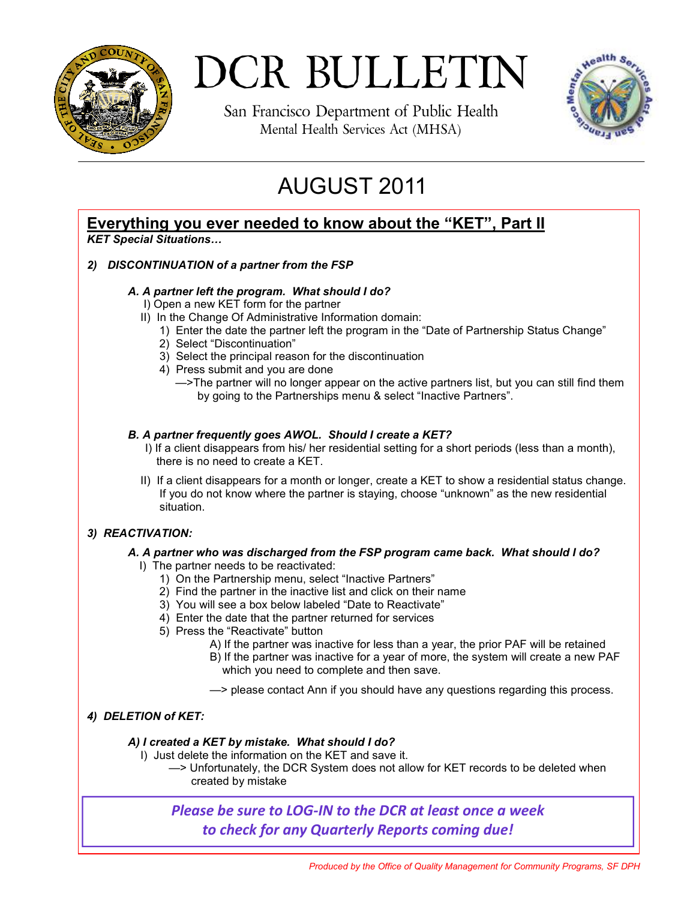# DCR BULLETIN

San Francisco Department of Public Health
Mental Health Services Act (MHSA)

## AUGUST 2011

## Everything you ever needed to know about the "KET", Part II

***KET Special Situations…***

### *2) DISCONTINUATION of a partner from the FSP*

***A. A partner left the program. What should I do?***

I) Open a new KET form for the partner

II) In the Change Of Administrative Information domain:

1) Enter the date the partner left the program in the "Date of Partnership Status Change"
2) Select "Discontinuation"
3) Select the principal reason for the discontinuation
4) Press submit and you are done

—>The partner will no longer appear on the active partners list, but you can still find them by going to the Partnerships menu & select "Inactive Partners".

***B. A partner frequently goes AWOL. Should I create a KET?***

I) If a client disappears from his/ her residential setting for a short periods (less than a month), there is no need to create a KET.

II) If a client disappears for a month or longer, create a KET to show a residential status change. If you do not know where the partner is staying, choose "unknown" as the new residential situation.

### *3) REACTIVATION:*

***A. A partner who was discharged from the FSP program came back. What should I do?***

I) The partner needs to be reactivated:

1) On the Partnership menu, select "Inactive Partners"
2) Find the partner in the inactive list and click on their name
3) You will see a box below labeled "Date to Reactivate"
4) Enter the date that the partner returned for services
5) Press the "Reactivate" button

A) If the partner was inactive for less than a year, the prior PAF will be retained

B) If the partner was inactive for a year of more, the system will create a new PAF which you need to complete and then save.

—> please contact Ann if you should have any questions regarding this process.

### *4) DELETION of KET:*

***A) I created a KET by mistake. What should I do?***

I) Just delete the information on the KET and save it.

—> Unfortunately, the DCR System does not allow for KET records to be deleted when created by mistake

***Please be sure to LOG-IN to the DCR at least once a week to check for any Quarterly Reports coming due!***

*Produced by the Office of Quality Management for Community Programs, SF DPH*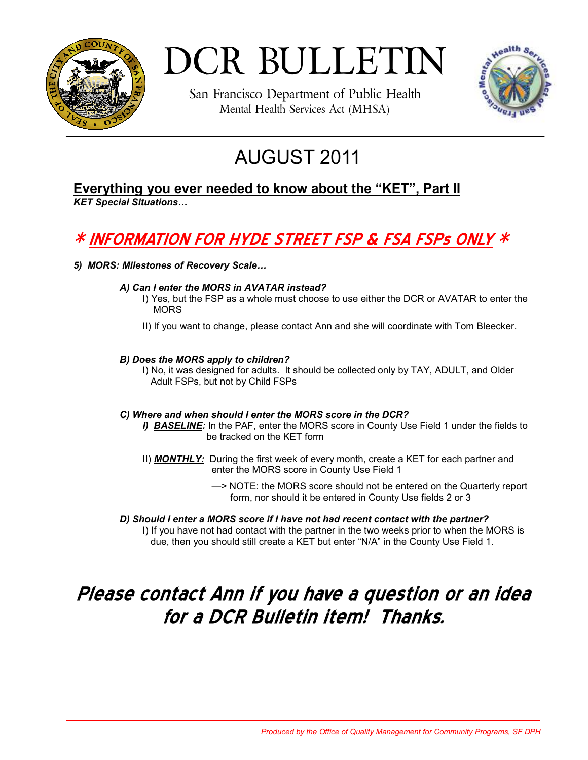# DCR BULLETIN

San Francisco Department of Public Health
Mental Health Services Act (MHSA)

## AUGUST 2011

### Everything you ever needed to know about the "KET", Part II

***KET Special Situations…***

## * INFORMATION FOR HYDE STREET FSP & FSA FSPs ONLY *

***5) MORS: Milestones of Recovery Scale…***

***A) Can I enter the MORS in AVATAR instead?***

I) Yes, but the FSP as a whole must choose to use either the DCR or AVATAR to enter the MORS

II) If you want to change, please contact Ann and she will coordinate with Tom Bleecker.

***B) Does the MORS apply to children?***

I) No, it was designed for adults. It should be collected only by TAY, ADULT, and Older Adult FSPs, but not by Child FSPs

***C) Where and when should I enter the MORS score in the DCR?***

***I) BASELINE:*** In the PAF, enter the MORS score in County Use Field 1 under the fields to be tracked on the KET form

II) ***MONTHLY:*** During the first week of every month, create a KET for each partner and enter the MORS score in County Use Field 1

—> NOTE: the MORS score should not be entered on the Quarterly report form, nor should it be entered in County Use fields 2 or 3

***D) Should I enter a MORS score if I have not had recent contact with the partner?***

I) If you have not had contact with the partner in the two weeks prior to when the MORS is due, then you should still create a KET but enter "N/A" in the County Use Field 1.

## *Please contact Ann if you have a question or an idea for a DCR Bulletin item! Thanks.*

*Produced by the Office of Quality Management for Community Programs, SF DPH*